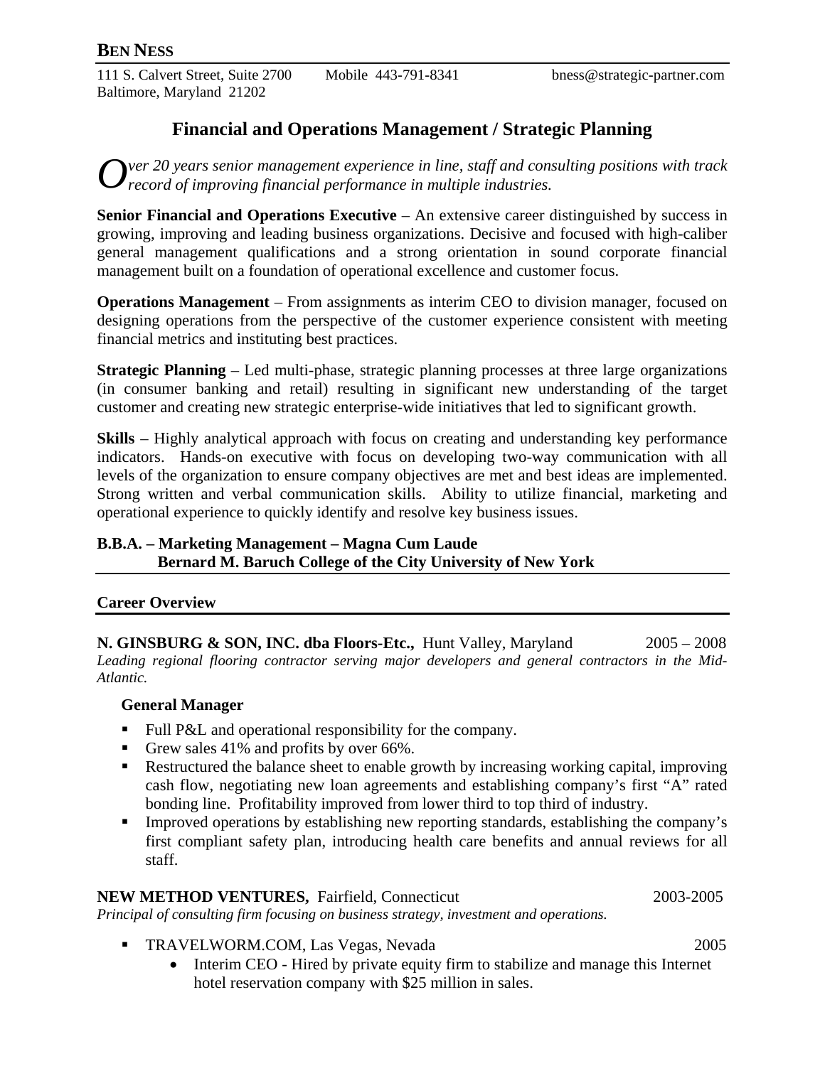# BEN NESS

111 S. Calvert Street, Suite 2700
Baltimore, Maryland 21202
Mobile 443-791-8341
bness@strategic-partner.com

## Financial and Operations Management / Strategic Planning

*Over 20 years senior management experience in line, staff and consulting positions with track record of improving financial performance in multiple industries.*

**Senior Financial and Operations Executive** – An extensive career distinguished by success in growing, improving and leading business organizations. Decisive and focused with high-caliber general management qualifications and a strong orientation in sound corporate financial management built on a foundation of operational excellence and customer focus.

**Operations Management** – From assignments as interim CEO to division manager, focused on designing operations from the perspective of the customer experience consistent with meeting financial metrics and instituting best practices.

**Strategic Planning** – Led multi-phase, strategic planning processes at three large organizations (in consumer banking and retail) resulting in significant new understanding of the target customer and creating new strategic enterprise-wide initiatives that led to significant growth.

**Skills** – Highly analytical approach with focus on creating and understanding key performance indicators. Hands-on executive with focus on developing two-way communication with all levels of the organization to ensure company objectives are met and best ideas are implemented. Strong written and verbal communication skills. Ability to utilize financial, marketing and operational experience to quickly identify and resolve key business issues.

**B.B.A. – Marketing Management – Magna Cum Laude**
**Bernard M. Baruch College of the City University of New York**

## Career Overview

**N. GINSBURG & SON, INC. dba Floors-Etc.,** Hunt Valley, Maryland 2005 – 2008
*Leading regional flooring contractor serving major developers and general contractors in the Mid-Atlantic.*

**General Manager**

- Full P&L and operational responsibility for the company.
- Grew sales 41% and profits by over 66%.
- Restructured the balance sheet to enable growth by increasing working capital, improving cash flow, negotiating new loan agreements and establishing company's first "A" rated bonding line. Profitability improved from lower third to top third of industry.
- Improved operations by establishing new reporting standards, establishing the company's first compliant safety plan, introducing health care benefits and annual reviews for all staff.

**NEW METHOD VENTURES,** Fairfield, Connecticut 2003-2005
*Principal of consulting firm focusing on business strategy, investment and operations.*

- TRAVELWORM.COM, Las Vegas, Nevada 2005
  - Interim CEO - Hired by private equity firm to stabilize and manage this Internet hotel reservation company with $25 million in sales.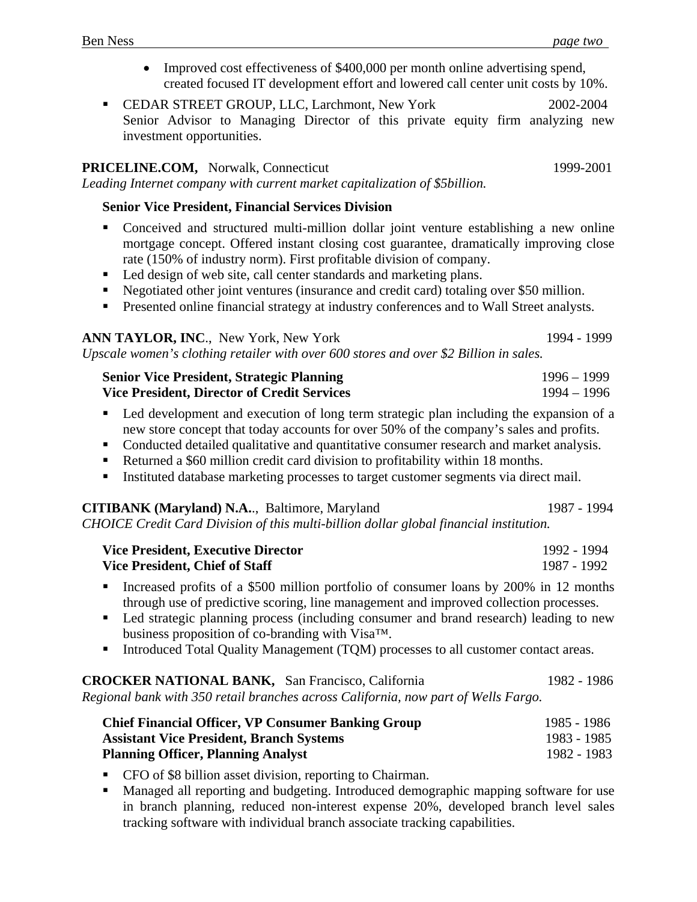- Improved cost effectiveness of $400,000 per month online advertising spend, created focused IT development effort and lowered call center unit costs by 10%.

- CEDAR STREET GROUP, LLC, Larchmont, New York 2002-2004
  Senior Advisor to Managing Director of this private equity firm analyzing new investment opportunities.

**PRICELINE.COM,** Norwalk, Connecticut 1999-2001
*Leading Internet company with current market capitalization of $5billion.*

**Senior Vice President, Financial Services Division**

- Conceived and structured multi-million dollar joint venture establishing a new online mortgage concept. Offered instant closing cost guarantee, dramatically improving close rate (150% of industry norm). First profitable division of company.
- Led design of web site, call center standards and marketing plans.
- Negotiated other joint ventures (insurance and credit card) totaling over $50 million.
- Presented online financial strategy at industry conferences and to Wall Street analysts.

**ANN TAYLOR, INC**., New York, New York 1994 - 1999
*Upscale women's clothing retailer with over 600 stores and over $2 Billion in sales.*

**Senior Vice President, Strategic Planning** 1996 – 1999
**Vice President, Director of Credit Services** 1994 – 1996

- Led development and execution of long term strategic plan including the expansion of a new store concept that today accounts for over 50% of the company's sales and profits.
- Conducted detailed qualitative and quantitative consumer research and market analysis.
- Returned a $60 million credit card division to profitability within 18 months.
- Instituted database marketing processes to target customer segments via direct mail.

**CITIBANK (Maryland) N.A.**., Baltimore, Maryland 1987 - 1994
*CHOICE Credit Card Division of this multi-billion dollar global financial institution.*

**Vice President, Executive Director** 1992 - 1994
**Vice President, Chief of Staff** 1987 - 1992

- Increased profits of a $500 million portfolio of consumer loans by 200% in 12 months through use of predictive scoring, line management and improved collection processes.
- Led strategic planning process (including consumer and brand research) leading to new business proposition of co-branding with Visa™.
- Introduced Total Quality Management (TQM) processes to all customer contact areas.

**CROCKER NATIONAL BANK,** San Francisco, California 1982 - 1986
*Regional bank with 350 retail branches across California, now part of Wells Fargo.*

**Chief Financial Officer, VP Consumer Banking Group** 1985 - 1986
**Assistant Vice President, Branch Systems** 1983 - 1985
**Planning Officer, Planning Analyst** 1982 - 1983

- CFO of $8 billion asset division, reporting to Chairman.
- Managed all reporting and budgeting. Introduced demographic mapping software for use in branch planning, reduced non-interest expense 20%, developed branch level sales tracking software with individual branch associate tracking capabilities.